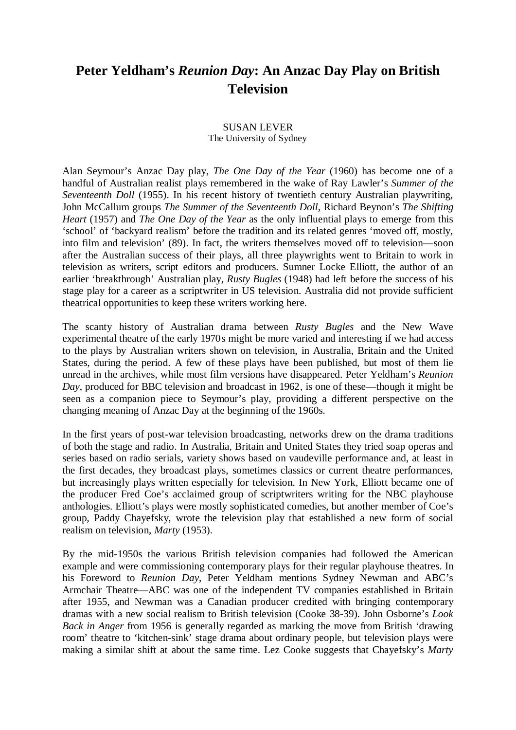# Peter Yeldham's *Reunion Day*: An Anzac Day Play on British Television

SUSAN LEVER
The University of Sydney

Alan Seymour's Anzac Day play, *The One Day of the Year* (1960) has become one of a handful of Australian realist plays remembered in the wake of Ray Lawler's *Summer of the Seventeenth Doll* (1955). In his recent history of twentieth century Australian playwriting, John McCallum groups *The Summer of the Seventeenth Doll*, Richard Beynon's *The Shifting Heart* (1957) and *The One Day of the Year* as the only influential plays to emerge from this 'school' of 'backyard realism' before the tradition and its related genres 'moved off, mostly, into film and television' (89). In fact, the writers themselves moved off to television—soon after the Australian success of their plays, all three playwrights went to Britain to work in television as writers, script editors and producers. Sumner Locke Elliott, the author of an earlier 'breakthrough' Australian play, *Rusty Bugles* (1948) had left before the success of his stage play for a career as a scriptwriter in US television. Australia did not provide sufficient theatrical opportunities to keep these writers working here.

The scanty history of Australian drama between *Rusty Bugles* and the New Wave experimental theatre of the early 1970s might be more varied and interesting if we had access to the plays by Australian writers shown on television, in Australia, Britain and the United States, during the period. A few of these plays have been published, but most of them lie unread in the archives, while most film versions have disappeared. Peter Yeldham's *Reunion Day*, produced for BBC television and broadcast in 1962, is one of these—though it might be seen as a companion piece to Seymour's play, providing a different perspective on the changing meaning of Anzac Day at the beginning of the 1960s.

In the first years of post-war television broadcasting, networks drew on the drama traditions of both the stage and radio. In Australia, Britain and United States they tried soap operas and series based on radio serials, variety shows based on vaudeville performance and, at least in the first decades, they broadcast plays, sometimes classics or current theatre performances, but increasingly plays written especially for television. In New York, Elliott became one of the producer Fred Coe's acclaimed group of scriptwriters writing for the NBC playhouse anthologies. Elliott's plays were mostly sophisticated comedies, but another member of Coe's group, Paddy Chayefsky, wrote the television play that established a new form of social realism on television, *Marty* (1953).

By the mid-1950s the various British television companies had followed the American example and were commissioning contemporary plays for their regular playhouse theatres. In his Foreword to *Reunion Day*, Peter Yeldham mentions Sydney Newman and ABC's Armchair Theatre—ABC was one of the independent TV companies established in Britain after 1955, and Newman was a Canadian producer credited with bringing contemporary dramas with a new social realism to British television (Cooke 38-39). John Osborne's *Look Back in Anger* from 1956 is generally regarded as marking the move from British 'drawing room' theatre to 'kitchen-sink' stage drama about ordinary people, but television plays were making a similar shift at about the same time. Lez Cooke suggests that Chayefsky's *Marty*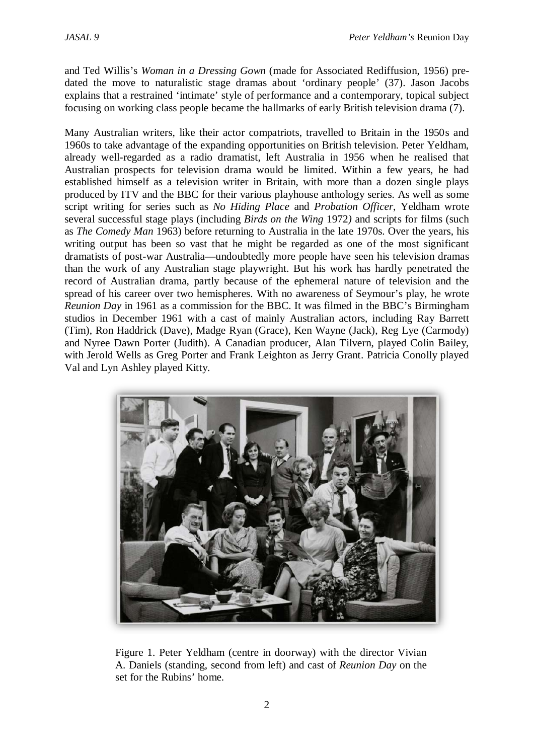and Ted Willis's *Woman in a Dressing Gown* (made for Associated Rediffusion, 1956) pre-dated the move to naturalistic stage dramas about 'ordinary people' (37). Jason Jacobs explains that a restrained 'intimate' style of performance and a contemporary, topical subject focusing on working class people became the hallmarks of early British television drama (7).

Many Australian writers, like their actor compatriots, travelled to Britain in the 1950s and 1960s to take advantage of the expanding opportunities on British television. Peter Yeldham, already well-regarded as a radio dramatist, left Australia in 1956 when he realised that Australian prospects for television drama would be limited. Within a few years, he had established himself as a television writer in Britain, with more than a dozen single plays produced by ITV and the BBC for their various playhouse anthology series. As well as some script writing for series such as *No Hiding Place* and *Probation Officer*, Yeldham wrote several successful stage plays (including *Birds on the Wing* 1972) and scripts for films (such as *The Comedy Man* 1963) before returning to Australia in the late 1970s. Over the years, his writing output has been so vast that he might be regarded as one of the most significant dramatists of post-war Australia—undoubtedly more people have seen his television dramas than the work of any Australian stage playwright. But his work has hardly penetrated the record of Australian drama, partly because of the ephemeral nature of television and the spread of his career over two hemispheres. With no awareness of Seymour's play, he wrote *Reunion Day* in 1961 as a commission for the BBC. It was filmed in the BBC's Birmingham studios in December 1961 with a cast of mainly Australian actors, including Ray Barrett (Tim), Ron Haddrick (Dave), Madge Ryan (Grace), Ken Wayne (Jack), Reg Lye (Carmody) and Nyree Dawn Porter (Judith). A Canadian producer, Alan Tilvern, played Colin Bailey, with Jerold Wells as Greg Porter and Frank Leighton as Jerry Grant. Patricia Conolly played Val and Lyn Ashley played Kitty.

Figure 1. Peter Yeldham (centre in doorway) with the director Vivian A. Daniels (standing, second from left) and cast of *Reunion Day* on the set for the Rubins' home.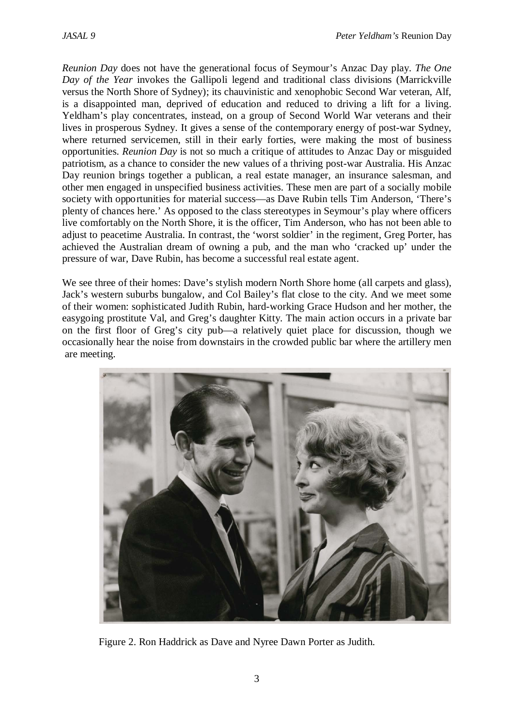*Reunion Day* does not have the generational focus of Seymour's Anzac Day play. *The One Day of the Year* invokes the Gallipoli legend and traditional class divisions (Marrickville versus the North Shore of Sydney); its chauvinistic and xenophobic Second War veteran, Alf, is a disappointed man, deprived of education and reduced to driving a lift for a living. Yeldham's play concentrates, instead, on a group of Second World War veterans and their lives in prosperous Sydney. It gives a sense of the contemporary energy of post-war Sydney, where returned servicemen, still in their early forties, were making the most of business opportunities. *Reunion Day* is not so much a critique of attitudes to Anzac Day or misguided patriotism, as a chance to consider the new values of a thriving post-war Australia. His Anzac Day reunion brings together a publican, a real estate manager, an insurance salesman, and other men engaged in unspecified business activities. These men are part of a socially mobile society with opportunities for material success—as Dave Rubin tells Tim Anderson, 'There's plenty of chances here.' As opposed to the class stereotypes in Seymour's play where officers live comfortably on the North Shore, it is the officer, Tim Anderson, who has not been able to adjust to peacetime Australia. In contrast, the 'worst soldier' in the regiment, Greg Porter, has achieved the Australian dream of owning a pub, and the man who 'cracked up' under the pressure of war, Dave Rubin, has become a successful real estate agent.

We see three of their homes: Dave's stylish modern North Shore home (all carpets and glass), Jack's western suburbs bungalow, and Col Bailey's flat close to the city. And we meet some of their women: sophisticated Judith Rubin, hard-working Grace Hudson and her mother, the easygoing prostitute Val, and Greg's daughter Kitty. The main action occurs in a private bar on the first floor of Greg's city pub—a relatively quiet place for discussion, though we occasionally hear the noise from downstairs in the crowded public bar where the artillery men are meeting.

Figure 2. Ron Haddrick as Dave and Nyree Dawn Porter as Judith.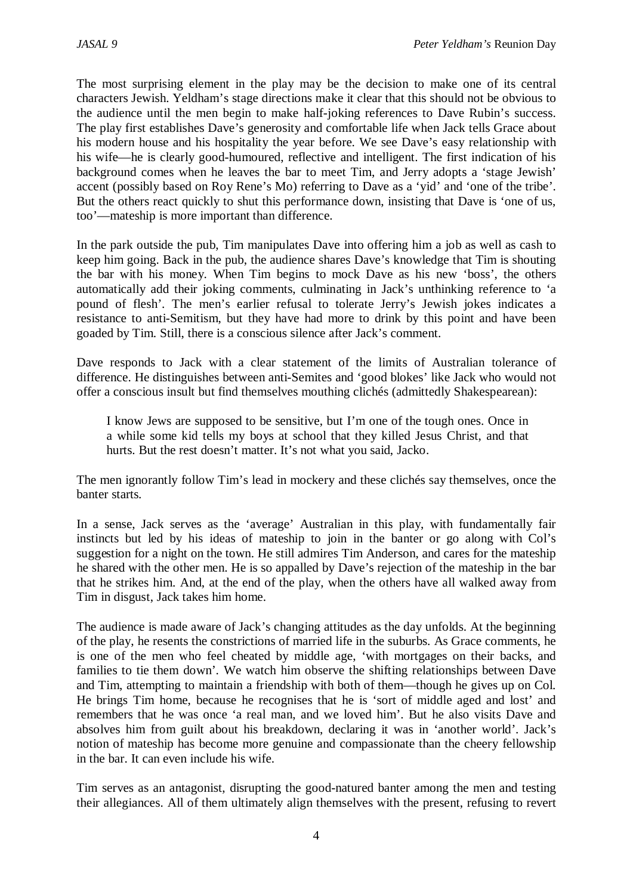The most surprising element in the play may be the decision to make one of its central characters Jewish. Yeldham's stage directions make it clear that this should not be obvious to the audience until the men begin to make half-joking references to Dave Rubin's success. The play first establishes Dave's generosity and comfortable life when Jack tells Grace about his modern house and his hospitality the year before. We see Dave's easy relationship with his wife—he is clearly good-humoured, reflective and intelligent. The first indication of his background comes when he leaves the bar to meet Tim, and Jerry adopts a 'stage Jewish' accent (possibly based on Roy Rene's Mo) referring to Dave as a 'yid' and 'one of the tribe'. But the others react quickly to shut this performance down, insisting that Dave is 'one of us, too'—mateship is more important than difference.

In the park outside the pub, Tim manipulates Dave into offering him a job as well as cash to keep him going. Back in the pub, the audience shares Dave's knowledge that Tim is shouting the bar with his money. When Tim begins to mock Dave as his new 'boss', the others automatically add their joking comments, culminating in Jack's unthinking reference to 'a pound of flesh'. The men's earlier refusal to tolerate Jerry's Jewish jokes indicates a resistance to anti-Semitism, but they have had more to drink by this point and have been goaded by Tim. Still, there is a conscious silence after Jack's comment.

Dave responds to Jack with a clear statement of the limits of Australian tolerance of difference. He distinguishes between anti-Semites and 'good blokes' like Jack who would not offer a conscious insult but find themselves mouthing clichés (admittedly Shakespearean):

> I know Jews are supposed to be sensitive, but I'm one of the tough ones. Once in a while some kid tells my boys at school that they killed Jesus Christ, and that hurts. But the rest doesn't matter. It's not what you said, Jacko.

The men ignorantly follow Tim's lead in mockery and these clichés say themselves, once the banter starts.

In a sense, Jack serves as the 'average' Australian in this play, with fundamentally fair instincts but led by his ideas of mateship to join in the banter or go along with Col's suggestion for a night on the town. He still admires Tim Anderson, and cares for the mateship he shared with the other men. He is so appalled by Dave's rejection of the mateship in the bar that he strikes him. And, at the end of the play, when the others have all walked away from Tim in disgust, Jack takes him home.

The audience is made aware of Jack's changing attitudes as the day unfolds. At the beginning of the play, he resents the constrictions of married life in the suburbs. As Grace comments, he is one of the men who feel cheated by middle age, 'with mortgages on their backs, and families to tie them down'. We watch him observe the shifting relationships between Dave and Tim, attempting to maintain a friendship with both of them—though he gives up on Col. He brings Tim home, because he recognises that he is 'sort of middle aged and lost' and remembers that he was once 'a real man, and we loved him'. But he also visits Dave and absolves him from guilt about his breakdown, declaring it was in 'another world'. Jack's notion of mateship has become more genuine and compassionate than the cheery fellowship in the bar. It can even include his wife.

Tim serves as an antagonist, disrupting the good-natured banter among the men and testing their allegiances. All of them ultimately align themselves with the present, refusing to revert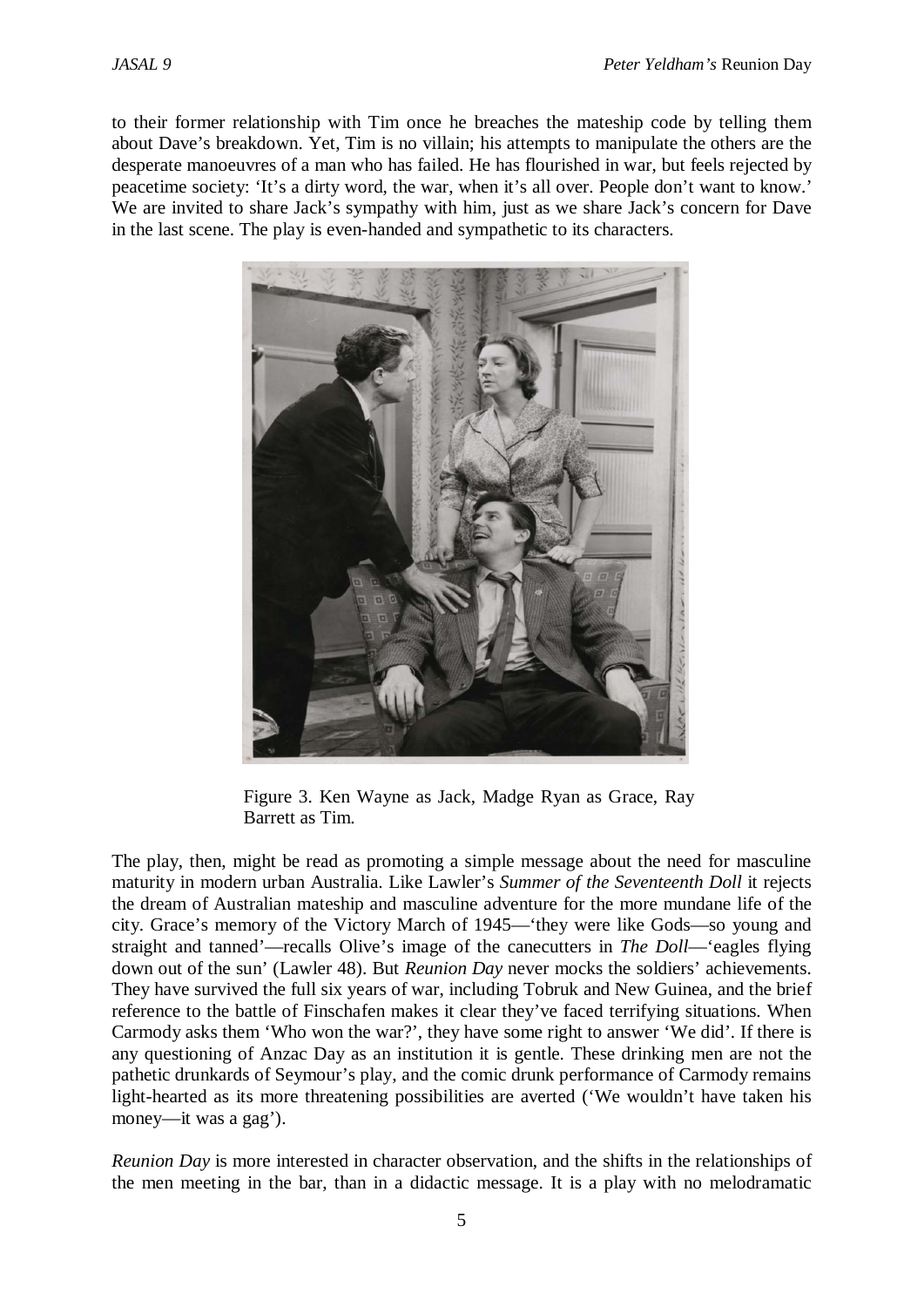to their former relationship with Tim once he breaches the mateship code by telling them about Dave's breakdown. Yet, Tim is no villain; his attempts to manipulate the others are the desperate manoeuvres of a man who has failed. He has flourished in war, but feels rejected by peacetime society: 'It's a dirty word, the war, when it's all over. People don't want to know.' We are invited to share Jack's sympathy with him, just as we share Jack's concern for Dave in the last scene. The play is even-handed and sympathetic to its characters.

Figure 3. Ken Wayne as Jack, Madge Ryan as Grace, Ray Barrett as Tim.

The play, then, might be read as promoting a simple message about the need for masculine maturity in modern urban Australia. Like Lawler's *Summer of the Seventeenth Doll* it rejects the dream of Australian mateship and masculine adventure for the more mundane life of the city. Grace's memory of the Victory March of 1945—'they were like Gods—so young and straight and tanned'—recalls Olive's image of the canecutters in *The Doll*—'eagles flying down out of the sun' (Lawler 48). But *Reunion Day* never mocks the soldiers' achievements. They have survived the full six years of war, including Tobruk and New Guinea, and the brief reference to the battle of Finschafen makes it clear they've faced terrifying situations. When Carmody asks them 'Who won the war?', they have some right to answer 'We did'. If there is any questioning of Anzac Day as an institution it is gentle. These drinking men are not the pathetic drunkards of Seymour's play, and the comic drunk performance of Carmody remains light-hearted as its more threatening possibilities are averted ('We wouldn't have taken his money—it was a gag').

*Reunion Day* is more interested in character observation, and the shifts in the relationships of the men meeting in the bar, than in a didactic message. It is a play with no melodramatic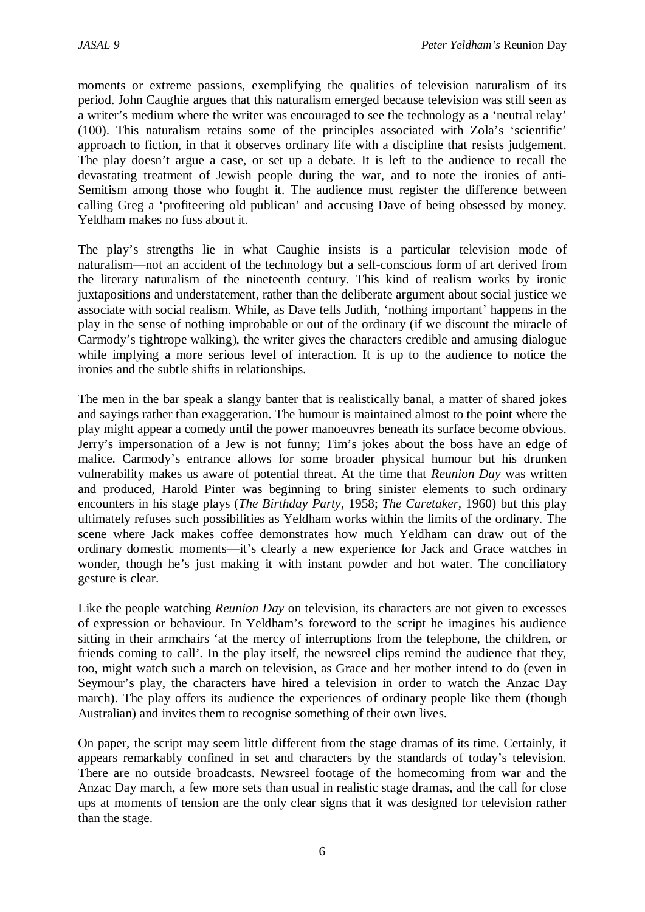moments or extreme passions, exemplifying the qualities of television naturalism of its period. John Caughie argues that this naturalism emerged because television was still seen as a writer's medium where the writer was encouraged to see the technology as a 'neutral relay' (100). This naturalism retains some of the principles associated with Zola's 'scientific' approach to fiction, in that it observes ordinary life with a discipline that resists judgement. The play doesn't argue a case, or set up a debate. It is left to the audience to recall the devastating treatment of Jewish people during the war, and to note the ironies of anti-Semitism among those who fought it. The audience must register the difference between calling Greg a 'profiteering old publican' and accusing Dave of being obsessed by money. Yeldham makes no fuss about it.

The play's strengths lie in what Caughie insists is a particular television mode of naturalism—not an accident of the technology but a self-conscious form of art derived from the literary naturalism of the nineteenth century. This kind of realism works by ironic juxtapositions and understatement, rather than the deliberate argument about social justice we associate with social realism. While, as Dave tells Judith, 'nothing important' happens in the play in the sense of nothing improbable or out of the ordinary (if we discount the miracle of Carmody's tightrope walking), the writer gives the characters credible and amusing dialogue while implying a more serious level of interaction. It is up to the audience to notice the ironies and the subtle shifts in relationships.

The men in the bar speak a slangy banter that is realistically banal, a matter of shared jokes and sayings rather than exaggeration. The humour is maintained almost to the point where the play might appear a comedy until the power manoeuvres beneath its surface become obvious. Jerry's impersonation of a Jew is not funny; Tim's jokes about the boss have an edge of malice. Carmody's entrance allows for some broader physical humour but his drunken vulnerability makes us aware of potential threat. At the time that *Reunion Day* was written and produced, Harold Pinter was beginning to bring sinister elements to such ordinary encounters in his stage plays (*The Birthday Party*, 1958; *The Caretaker*, 1960) but this play ultimately refuses such possibilities as Yeldham works within the limits of the ordinary. The scene where Jack makes coffee demonstrates how much Yeldham can draw out of the ordinary domestic moments—it's clearly a new experience for Jack and Grace watches in wonder, though he's just making it with instant powder and hot water. The conciliatory gesture is clear.

Like the people watching *Reunion Day* on television, its characters are not given to excesses of expression or behaviour. In Yeldham's foreword to the script he imagines his audience sitting in their armchairs 'at the mercy of interruptions from the telephone, the children, or friends coming to call'. In the play itself, the newsreel clips remind the audience that they, too, might watch such a march on television, as Grace and her mother intend to do (even in Seymour's play, the characters have hired a television in order to watch the Anzac Day march). The play offers its audience the experiences of ordinary people like them (though Australian) and invites them to recognise something of their own lives.

On paper, the script may seem little different from the stage dramas of its time. Certainly, it appears remarkably confined in set and characters by the standards of today's television. There are no outside broadcasts. Newsreel footage of the homecoming from war and the Anzac Day march, a few more sets than usual in realistic stage dramas, and the call for close ups at moments of tension are the only clear signs that it was designed for television rather than the stage.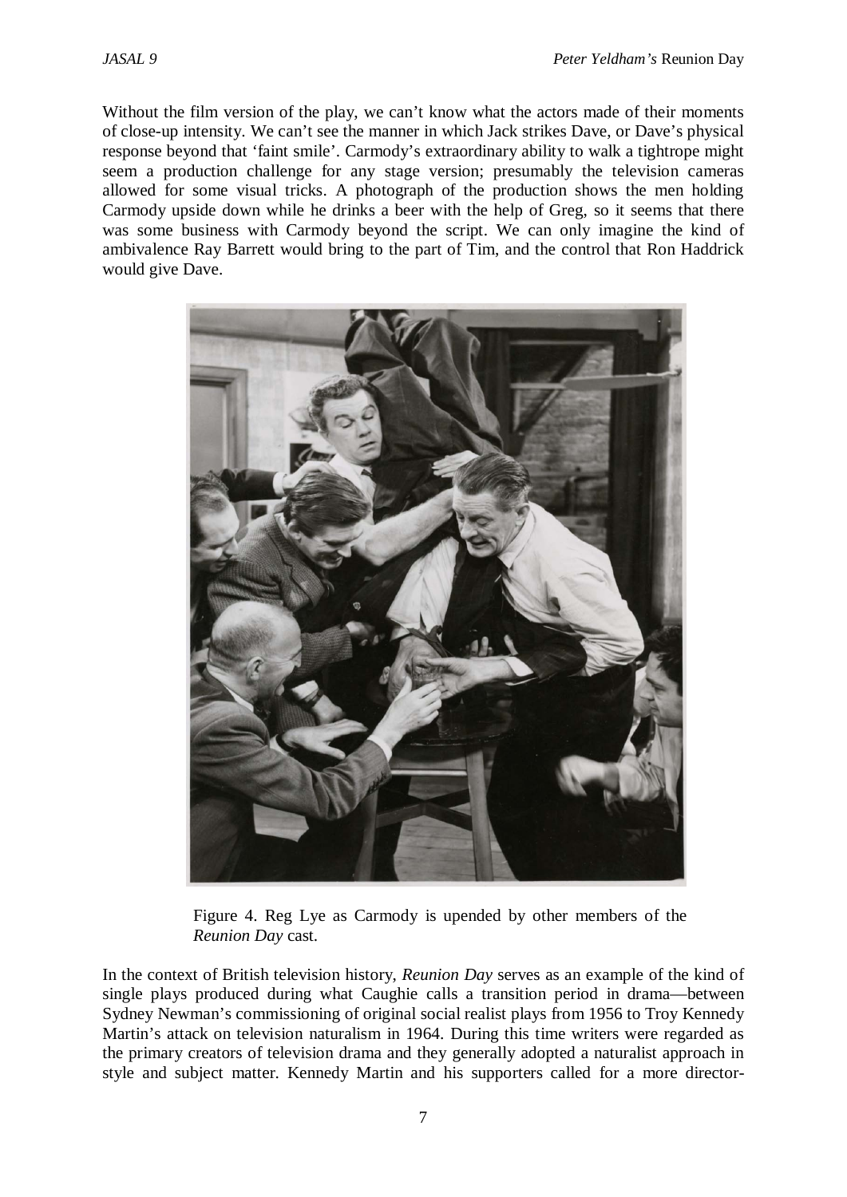Without the film version of the play, we can't know what the actors made of their moments of close-up intensity. We can't see the manner in which Jack strikes Dave, or Dave's physical response beyond that 'faint smile'. Carmody's extraordinary ability to walk a tightrope might seem a production challenge for any stage version; presumably the television cameras allowed for some visual tricks. A photograph of the production shows the men holding Carmody upside down while he drinks a beer with the help of Greg, so it seems that there was some business with Carmody beyond the script. We can only imagine the kind of ambivalence Ray Barrett would bring to the part of Tim, and the control that Ron Haddrick would give Dave.

Figure 4. Reg Lye as Carmody is upended by other members of the *Reunion Day* cast.

In the context of British television history, *Reunion Day* serves as an example of the kind of single plays produced during what Caughie calls a transition period in drama—between Sydney Newman's commissioning of original social realist plays from 1956 to Troy Kennedy Martin's attack on television naturalism in 1964. During this time writers were regarded as the primary creators of television drama and they generally adopted a naturalist approach in style and subject matter. Kennedy Martin and his supporters called for a more director-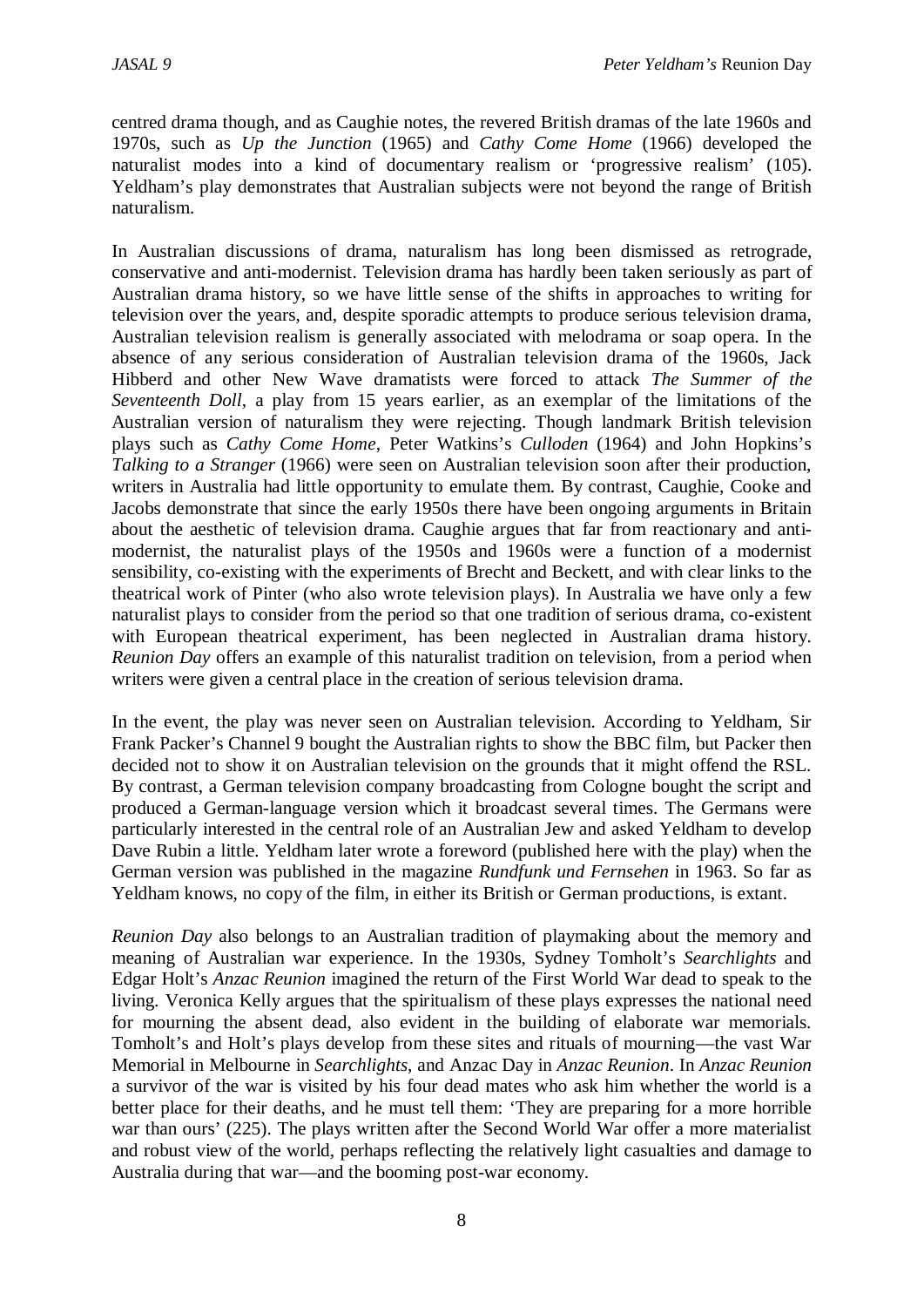centred drama though, and as Caughie notes, the revered British dramas of the late 1960s and 1970s, such as *Up the Junction* (1965) and *Cathy Come Home* (1966) developed the naturalist modes into a kind of documentary realism or 'progressive realism' (105). Yeldham's play demonstrates that Australian subjects were not beyond the range of British naturalism.

In Australian discussions of drama, naturalism has long been dismissed as retrograde, conservative and anti-modernist. Television drama has hardly been taken seriously as part of Australian drama history, so we have little sense of the shifts in approaches to writing for television over the years, and, despite sporadic attempts to produce serious television drama, Australian television realism is generally associated with melodrama or soap opera. In the absence of any serious consideration of Australian television drama of the 1960s, Jack Hibberd and other New Wave dramatists were forced to attack *The Summer of the Seventeenth Doll*, a play from 15 years earlier, as an exemplar of the limitations of the Australian version of naturalism they were rejecting. Though landmark British television plays such as *Cathy Come Home*, Peter Watkins's *Culloden* (1964) and John Hopkins's *Talking to a Stranger* (1966) were seen on Australian television soon after their production, writers in Australia had little opportunity to emulate them. By contrast, Caughie, Cooke and Jacobs demonstrate that since the early 1950s there have been ongoing arguments in Britain about the aesthetic of television drama. Caughie argues that far from reactionary and anti-modernist, the naturalist plays of the 1950s and 1960s were a function of a modernist sensibility, co-existing with the experiments of Brecht and Beckett, and with clear links to the theatrical work of Pinter (who also wrote television plays). In Australia we have only a few naturalist plays to consider from the period so that one tradition of serious drama, co-existent with European theatrical experiment, has been neglected in Australian drama history. *Reunion Day* offers an example of this naturalist tradition on television, from a period when writers were given a central place in the creation of serious television drama.

In the event, the play was never seen on Australian television. According to Yeldham, Sir Frank Packer's Channel 9 bought the Australian rights to show the BBC film, but Packer then decided not to show it on Australian television on the grounds that it might offend the RSL. By contrast, a German television company broadcasting from Cologne bought the script and produced a German-language version which it broadcast several times. The Germans were particularly interested in the central role of an Australian Jew and asked Yeldham to develop Dave Rubin a little. Yeldham later wrote a foreword (published here with the play) when the German version was published in the magazine *Rundfunk und Fernsehen* in 1963. So far as Yeldham knows, no copy of the film, in either its British or German productions, is extant.

*Reunion Day* also belongs to an Australian tradition of playmaking about the memory and meaning of Australian war experience. In the 1930s, Sydney Tomholt's *Searchlights* and Edgar Holt's *Anzac Reunion* imagined the return of the First World War dead to speak to the living. Veronica Kelly argues that the spiritualism of these plays expresses the national need for mourning the absent dead, also evident in the building of elaborate war memorials. Tomholt's and Holt's plays develop from these sites and rituals of mourning—the vast War Memorial in Melbourne in *Searchlights*, and Anzac Day in *Anzac Reunion*. In *Anzac Reunion* a survivor of the war is visited by his four dead mates who ask him whether the world is a better place for their deaths, and he must tell them: 'They are preparing for a more horrible war than ours' (225). The plays written after the Second World War offer a more materialist and robust view of the world, perhaps reflecting the relatively light casualties and damage to Australia during that war—and the booming post-war economy.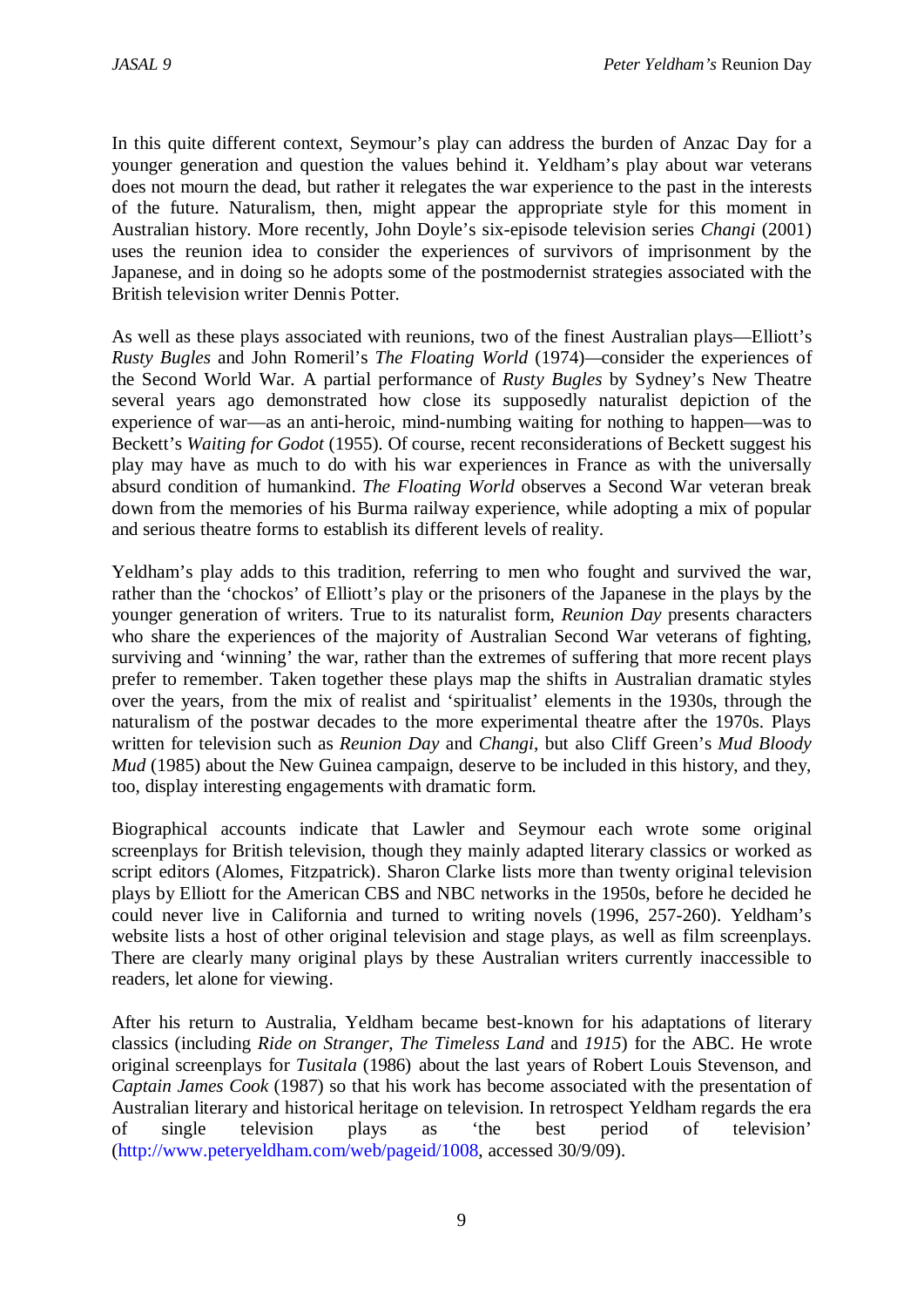In this quite different context, Seymour's play can address the burden of Anzac Day for a younger generation and question the values behind it. Yeldham's play about war veterans does not mourn the dead, but rather it relegates the war experience to the past in the interests of the future. Naturalism, then, might appear the appropriate style for this moment in Australian history. More recently, John Doyle's six-episode television series *Changi* (2001) uses the reunion idea to consider the experiences of survivors of imprisonment by the Japanese, and in doing so he adopts some of the postmodernist strategies associated with the British television writer Dennis Potter.

As well as these plays associated with reunions, two of the finest Australian plays—Elliott's *Rusty Bugles* and John Romeril's *The Floating World* (1974)—consider the experiences of the Second World War. A partial performance of *Rusty Bugles* by Sydney's New Theatre several years ago demonstrated how close its supposedly naturalist depiction of the experience of war—as an anti-heroic, mind-numbing waiting for nothing to happen—was to Beckett's *Waiting for Godot* (1955). Of course, recent reconsiderations of Beckett suggest his play may have as much to do with his war experiences in France as with the universally absurd condition of humankind. *The Floating World* observes a Second War veteran break down from the memories of his Burma railway experience, while adopting a mix of popular and serious theatre forms to establish its different levels of reality.

Yeldham's play adds to this tradition, referring to men who fought and survived the war, rather than the 'chockos' of Elliott's play or the prisoners of the Japanese in the plays by the younger generation of writers. True to its naturalist form, *Reunion Day* presents characters who share the experiences of the majority of Australian Second War veterans of fighting, surviving and 'winning' the war, rather than the extremes of suffering that more recent plays prefer to remember. Taken together these plays map the shifts in Australian dramatic styles over the years, from the mix of realist and 'spiritualist' elements in the 1930s, through the naturalism of the postwar decades to the more experimental theatre after the 1970s. Plays written for television such as *Reunion Day* and *Changi*, but also Cliff Green's *Mud Bloody Mud* (1985) about the New Guinea campaign, deserve to be included in this history, and they, too, display interesting engagements with dramatic form.

Biographical accounts indicate that Lawler and Seymour each wrote some original screenplays for British television, though they mainly adapted literary classics or worked as script editors (Alomes, Fitzpatrick). Sharon Clarke lists more than twenty original television plays by Elliott for the American CBS and NBC networks in the 1950s, before he decided he could never live in California and turned to writing novels (1996, 257-260). Yeldham's website lists a host of other original television and stage plays, as well as film screenplays. There are clearly many original plays by these Australian writers currently inaccessible to readers, let alone for viewing.

After his return to Australia, Yeldham became best-known for his adaptations of literary classics (including *Ride on Stranger*, *The Timeless Land* and *1915*) for the ABC. He wrote original screenplays for *Tusitala* (1986) about the last years of Robert Louis Stevenson, and *Captain James Cook* (1987) so that his work has become associated with the presentation of Australian literary and historical heritage on television. In retrospect Yeldham regards the era of single television plays as 'the best period of television' (http://www.peteryeldham.com/web/pageid/1008, accessed 30/9/09).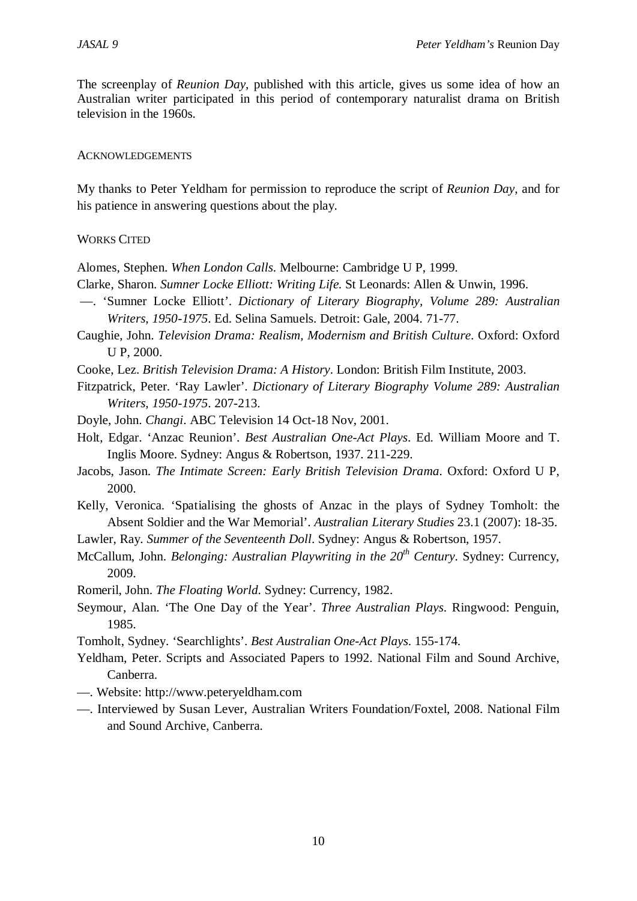The screenplay of *Reunion Day*, published with this article, gives us some idea of how an Australian writer participated in this period of contemporary naturalist drama on British television in the 1960s.

## ACKNOWLEDGEMENTS

My thanks to Peter Yeldham for permission to reproduce the script of *Reunion Day*, and for his patience in answering questions about the play.

## WORKS CITED

Alomes, Stephen. *When London Calls*. Melbourne: Cambridge U P, 1999.

Clarke, Sharon. *Sumner Locke Elliott: Writing Life*. St Leonards: Allen & Unwin, 1996.

—. 'Sumner Locke Elliott'. *Dictionary of Literary Biography, Volume 289: Australian Writers, 1950-1975*. Ed. Selina Samuels. Detroit: Gale, 2004. 71-77.

Caughie, John. *Television Drama: Realism, Modernism and British Culture*. Oxford: Oxford U P, 2000.

Cooke, Lez. *British Television Drama: A History*. London: British Film Institute, 2003.

Fitzpatrick, Peter. 'Ray Lawler'. *Dictionary of Literary Biography Volume 289: Australian Writers, 1950-1975*. 207-213.

Doyle, John. *Changi*. ABC Television 14 Oct-18 Nov, 2001.

Holt, Edgar. 'Anzac Reunion'. *Best Australian One-Act Plays*. Ed. William Moore and T. Inglis Moore. Sydney: Angus & Robertson, 1937. 211-229.

Jacobs, Jason. *The Intimate Screen: Early British Television Drama*. Oxford: Oxford U P, 2000.

Kelly, Veronica. 'Spatialising the ghosts of Anzac in the plays of Sydney Tomholt: the Absent Soldier and the War Memorial'. *Australian Literary Studies* 23.1 (2007): 18-35.

Lawler, Ray. *Summer of the Seventeenth Doll*. Sydney: Angus & Robertson, 1957.

McCallum, John. *Belonging: Australian Playwriting in the 20th Century*. Sydney: Currency, 2009.

Romeril, John. *The Floating World*. Sydney: Currency, 1982.

Seymour, Alan. 'The One Day of the Year'. *Three Australian Plays*. Ringwood: Penguin, 1985.

Tomholt, Sydney. 'Searchlights'. *Best Australian One-Act Plays*. 155-174.

Yeldham, Peter. Scripts and Associated Papers to 1992. National Film and Sound Archive, Canberra.

—. Website: http://www.peteryeldham.com

—. Interviewed by Susan Lever, Australian Writers Foundation/Foxtel, 2008. National Film and Sound Archive, Canberra.